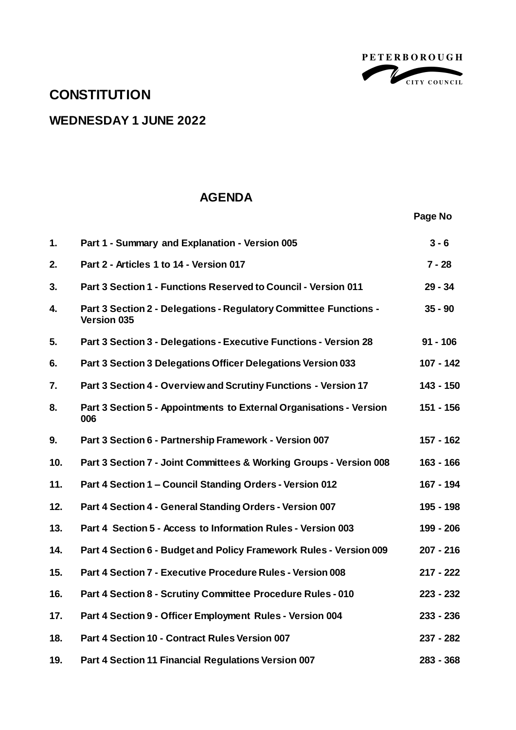PETERBOROUGH CITY COUNCIL

# CONSTITUTION

## WEDNESDAY 1 JUNE 2022

## AGENDA

| | | Page No |
|---|---|---|
| 1. | Part 1 - Summary and Explanation - Version 005 | 3 - 6 |
| 2. | Part 2 - Articles 1 to 14 - Version 017 | 7 - 28 |
| 3. | Part 3 Section 1 - Functions Reserved to Council - Version 011 | 29 - 34 |
| 4. | Part 3 Section 2 - Delegations - Regulatory Committee Functions - Version 035 | 35 - 90 |
| 5. | Part 3 Section 3 - Delegations - Executive Functions - Version 28 | 91 - 106 |
| 6. | Part 3 Section 3 Delegations Officer Delegations Version 033 | 107 - 142 |
| 7. | Part 3 Section 4 - Overview and Scrutiny Functions - Version 17 | 143 - 150 |
| 8. | Part 3 Section 5 - Appointments to External Organisations - Version 006 | 151 - 156 |
| 9. | Part 3 Section 6 - Partnership Framework - Version 007 | 157 - 162 |
| 10. | Part 3 Section 7 - Joint Committees & Working Groups - Version 008 | 163 - 166 |
| 11. | Part 4 Section 1 – Council Standing Orders - Version 012 | 167 - 194 |
| 12. | Part 4 Section 4 - General Standing Orders - Version 007 | 195 - 198 |
| 13. | Part 4 Section 5 - Access to Information Rules - Version 003 | 199 - 206 |
| 14. | Part 4 Section 6 - Budget and Policy Framework Rules - Version 009 | 207 - 216 |
| 15. | Part 4 Section 7 - Executive Procedure Rules - Version 008 | 217 - 222 |
| 16. | Part 4 Section 8 - Scrutiny Committee Procedure Rules - 010 | 223 - 232 |
| 17. | Part 4 Section 9 - Officer Employment Rules - Version 004 | 233 - 236 |
| 18. | Part 4 Section 10 - Contract Rules Version 007 | 237 - 282 |
| 19. | Part 4 Section 11 Financial Regulations Version 007 | 283 - 368 |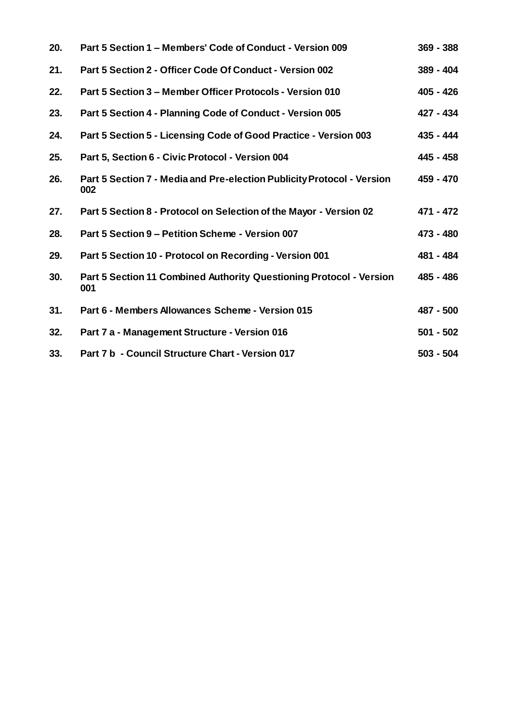| | | |
|---|---|---|
| **20.** | **Part 5 Section 1 – Members' Code of Conduct - Version 009** | **369 - 388** |
| **21.** | **Part 5 Section 2 - Officer Code Of Conduct - Version 002** | **389 - 404** |
| **22.** | **Part 5 Section 3 – Member Officer Protocols - Version 010** | **405 - 426** |
| **23.** | **Part 5 Section 4 - Planning Code of Conduct - Version 005** | **427 - 434** |
| **24.** | **Part 5 Section 5 - Licensing Code of Good Practice - Version 003** | **435 - 444** |
| **25.** | **Part 5, Section 6 - Civic Protocol - Version 004** | **445 - 458** |
| **26.** | **Part 5 Section 7 - Media and Pre-election Publicity Protocol - Version 002** | **459 - 470** |
| **27.** | **Part 5 Section 8 - Protocol on Selection of the Mayor - Version 02** | **471 - 472** |
| **28.** | **Part 5 Section 9 – Petition Scheme - Version 007** | **473 - 480** |
| **29.** | **Part 5 Section 10 - Protocol on Recording - Version 001** | **481 - 484** |
| **30.** | **Part 5 Section 11 Combined Authority Questioning Protocol - Version 001** | **485 - 486** |
| **31.** | **Part 6 - Members Allowances Scheme - Version 015** | **487 - 500** |
| **32.** | **Part 7 a - Management Structure - Version 016** | **501 - 502** |
| **33.** | **Part 7 b - Council Structure Chart - Version 017** | **503 - 504** |